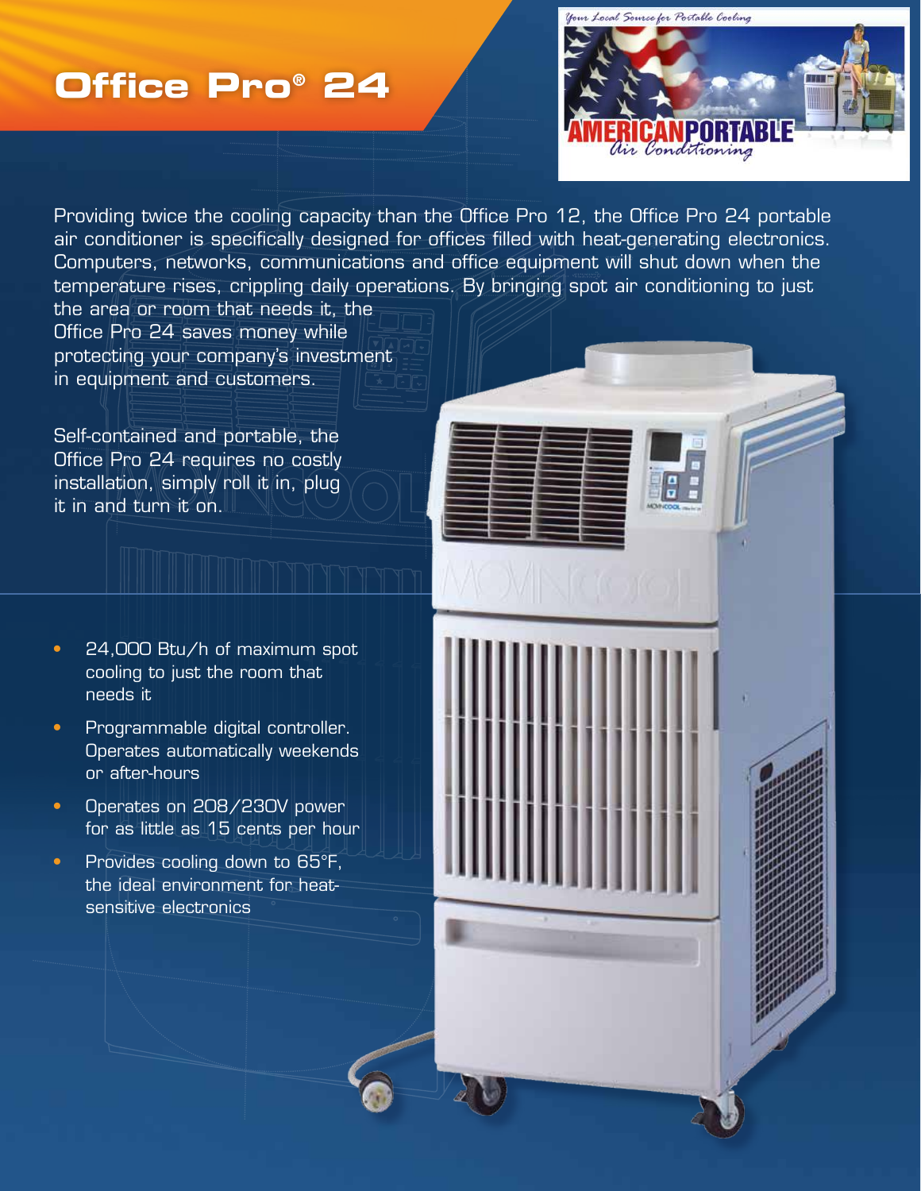# Office Pro® 24

Providing twice the cooling capacity than the Office Pro 12, the Office Pro 24 portable air conditioner is specifically designed for offices filled with heat-generating electronics. Computers, networks, communications and office equipment will shut down when the temperature rises, crippling daily operations. By bringing spot air conditioning to just the area or room that needs it, the Office Pro 24 saves money while protecting your company's investment in equipment and customers.

Self-contained and portable, the Office Pro 24 requires no costly installation, simply roll it in, plug it in and turn it on.

- 24,000 Btu/h of maximum spot cooling to just the room that needs it
- Programmable digital controller. Operates automatically weekends or after-hours
- Operates on 208/230V power for as little as 15 cents per hour
- Provides cooling down to 65°F, the ideal environment for heat-sensitive electronics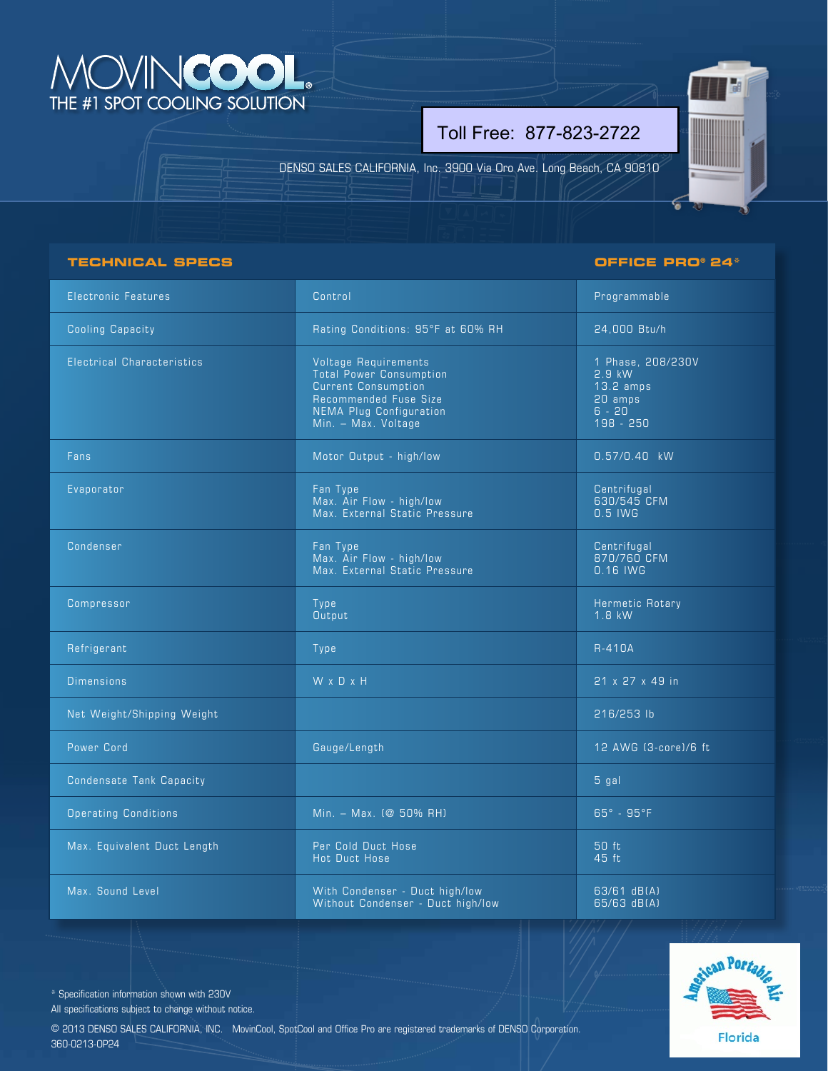# MOVINCOOL®

THE #1 SPOT COOLING SOLUTION

Toll Free: 877-823-2722

DENSO SALES CALIFORNIA, Inc. 3900 Via Oro Ave. Long Beach, CA 90810

| TECHNICAL SPECS | | OFFICE PRO® 24* |
|---|---|---|
| Electronic Features | Control | Programmable |
| Cooling Capacity | Rating Conditions: 95°F at 60% RH | 24,000 Btu/h |
| Electrical Characteristics | Voltage Requirements<br>Total Power Consumption<br>Current Consumption<br>Recommended Fuse Size<br>NEMA Plug Configuration<br>Min. – Max. Voltage | 1 Phase, 208/230V<br>2.9 kW<br>13.2 amps<br>20 amps<br>6 - 20<br>198 - 250 |
| Fans | Motor Output - high/low | 0.57/0.40 kW |
| Evaporator | Fan Type<br>Max. Air Flow - high/low<br>Max. External Static Pressure | Centrifugal<br>630/545 CFM<br>0.5 IWG |
| Condenser | Fan Type<br>Max. Air Flow - high/low<br>Max. External Static Pressure | Centrifugal<br>870/760 CFM<br>0.16 IWG |
| Compressor | Type<br>Output | Hermetic Rotary<br>1.8 kW |
| Refrigerant | Type | R-410A |
| Dimensions | W x D x H | 21 x 27 x 49 in |
| Net Weight/Shipping Weight | | 216/253 lb |
| Power Cord | Gauge/Length | 12 AWG (3-core)/6 ft |
| Condensate Tank Capacity | | 5 gal |
| Operating Conditions | Min. – Max. (@ 50% RH) | 65° - 95°F |
| Max. Equivalent Duct Length | Per Cold Duct Hose<br>Hot Duct Hose | 50 ft<br>45 ft |
| Max. Sound Level | With Condenser - Duct high/low<br>Without Condenser - Duct high/low | 63/61 dB(A)<br>65/63 dB(A) |

* Specification information shown with 230V

All specifications subject to change without notice.

© 2013 DENSO SALES CALIFORNIA, INC. MovinCool, SpotCool and Office Pro are registered trademarks of DENSO Corporation.

360-0213-OP24

American Portable Air Florida